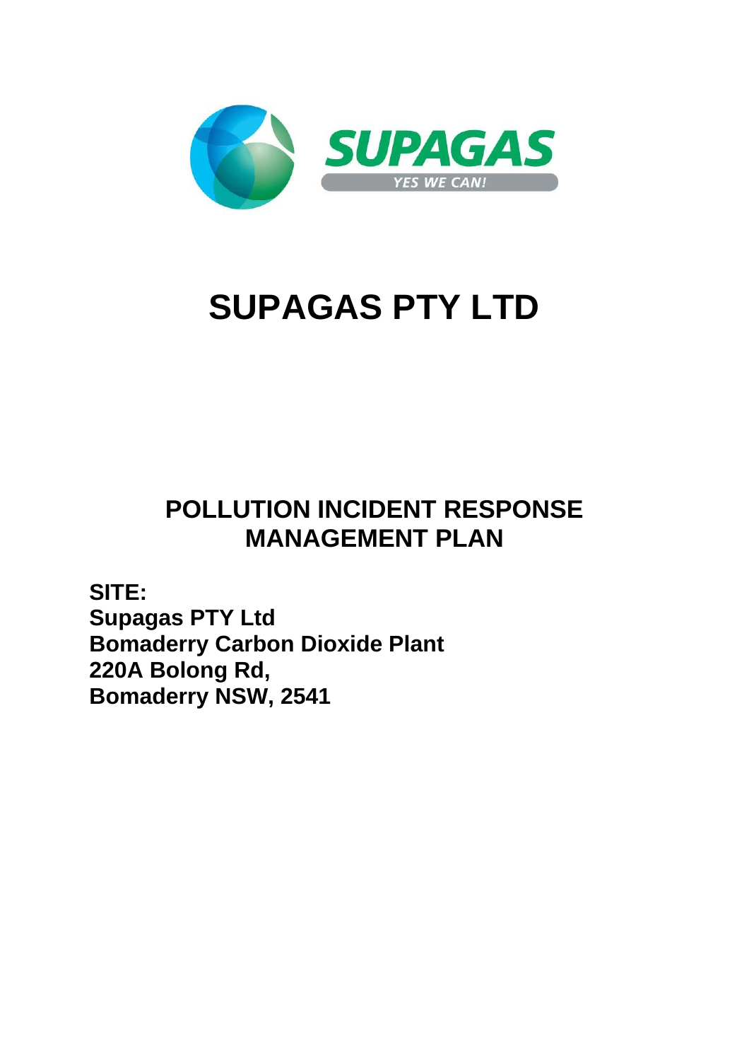SUPAGAS

YES WE CAN!

# SUPAGAS PTY LTD

## POLLUTION INCIDENT RESPONSE MANAGEMENT PLAN

**SITE:**
**Supagas PTY Ltd**
**Bomaderry Carbon Dioxide Plant**
**220A Bolong Rd,**
**Bomaderry NSW, 2541**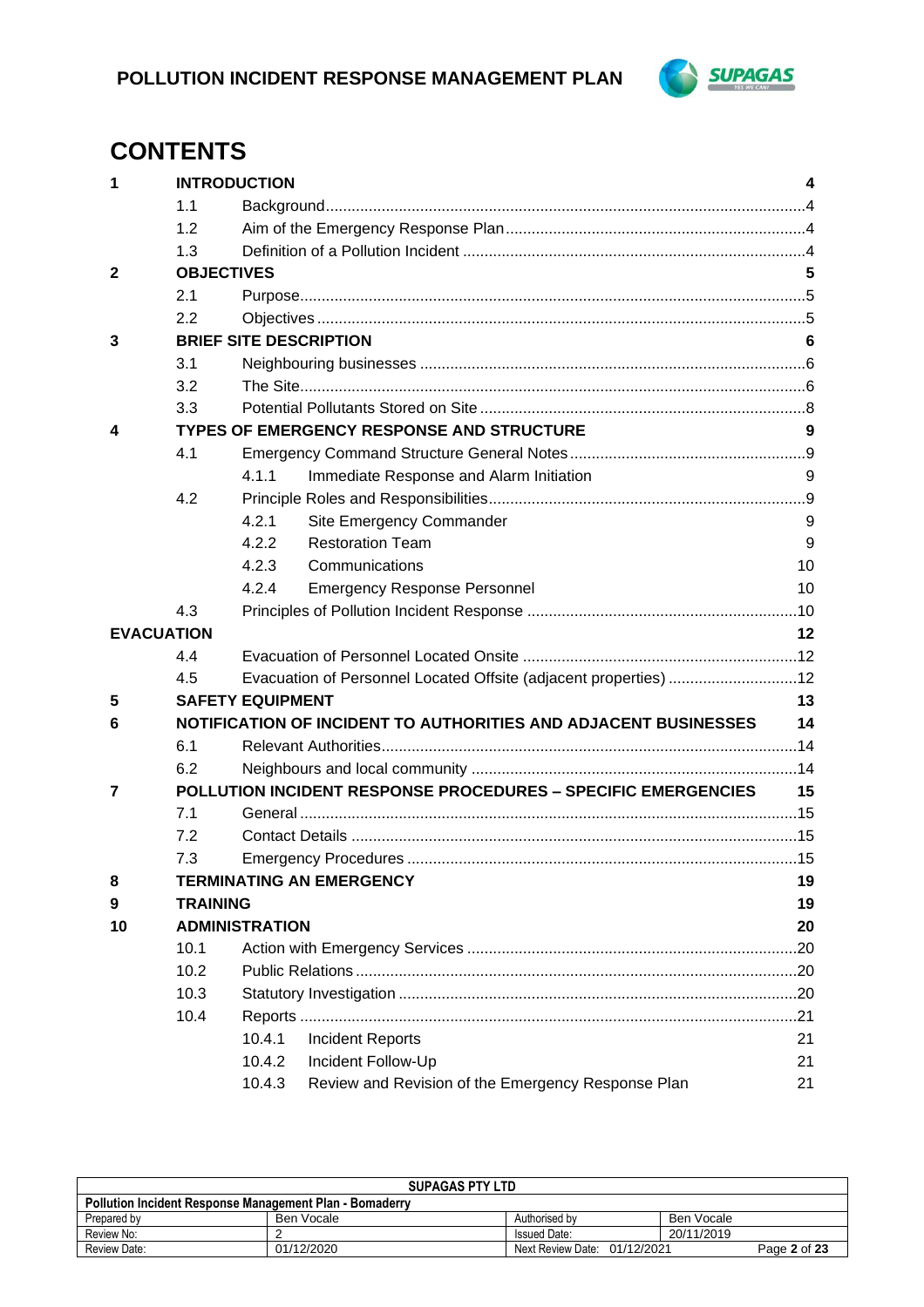# CONTENTS

| | | | | |
|---|---|---|---|---|
| **1** | **INTRODUCTION** | | | **4** |
| | 1.1 | Background | | 4 |
| | 1.2 | Aim of the Emergency Response Plan | | 4 |
| | 1.3 | Definition of a Pollution Incident | | 4 |
| **2** | **OBJECTIVES** | | | **5** |
| | 2.1 | Purpose | | 5 |
| | 2.2 | Objectives | | 5 |
| **3** | **BRIEF SITE DESCRIPTION** | | | **6** |
| | 3.1 | Neighbouring businesses | | 6 |
| | 3.2 | The Site | | 6 |
| | 3.3 | Potential Pollutants Stored on Site | | 8 |
| **4** | **TYPES OF EMERGENCY RESPONSE AND STRUCTURE** | | | **9** |
| | 4.1 | Emergency Command Structure General Notes | | 9 |
| | | 4.1.1 | Immediate Response and Alarm Initiation | 9 |
| | 4.2 | Principle Roles and Responsibilities | | 9 |
| | | 4.2.1 | Site Emergency Commander | 9 |
| | | 4.2.2 | Restoration Team | 9 |
| | | 4.2.3 | Communications | 10 |
| | | 4.2.4 | Emergency Response Personnel | 10 |
| | 4.3 | Principles of Pollution Incident Response | | 10 |
| **EVACUATION** | | | | **12** |
| | 4.4 | Evacuation of Personnel Located Onsite | | 12 |
| | 4.5 | Evacuation of Personnel Located Offsite (adjacent properties) | | 12 |
| **5** | **SAFETY EQUIPMENT** | | | **13** |
| **6** | **NOTIFICATION OF INCIDENT TO AUTHORITIES AND ADJACENT BUSINESSES** | | | **14** |
| | 6.1 | Relevant Authorities | | 14 |
| | 6.2 | Neighbours and local community | | 14 |
| **7** | **POLLUTION INCIDENT RESPONSE PROCEDURES – SPECIFIC EMERGENCIES** | | | **15** |
| | 7.1 | General | | 15 |
| | 7.2 | Contact Details | | 15 |
| | 7.3 | Emergency Procedures | | 15 |
| **8** | **TERMINATING AN EMERGENCY** | | | **19** |
| **9** | **TRAINING** | | | **19** |
| **10** | **ADMINISTRATION** | | | **20** |
| | 10.1 | Action with Emergency Services | | 20 |
| | 10.2 | Public Relations | | 20 |
| | 10.3 | Statutory Investigation | | 20 |
| | 10.4 | Reports | | 21 |
| | | 10.4.1 | Incident Reports | 21 |
| | | 10.4.2 | Incident Follow-Up | 21 |
| | | 10.4.3 | Review and Revision of the Emergency Response Plan | 21 |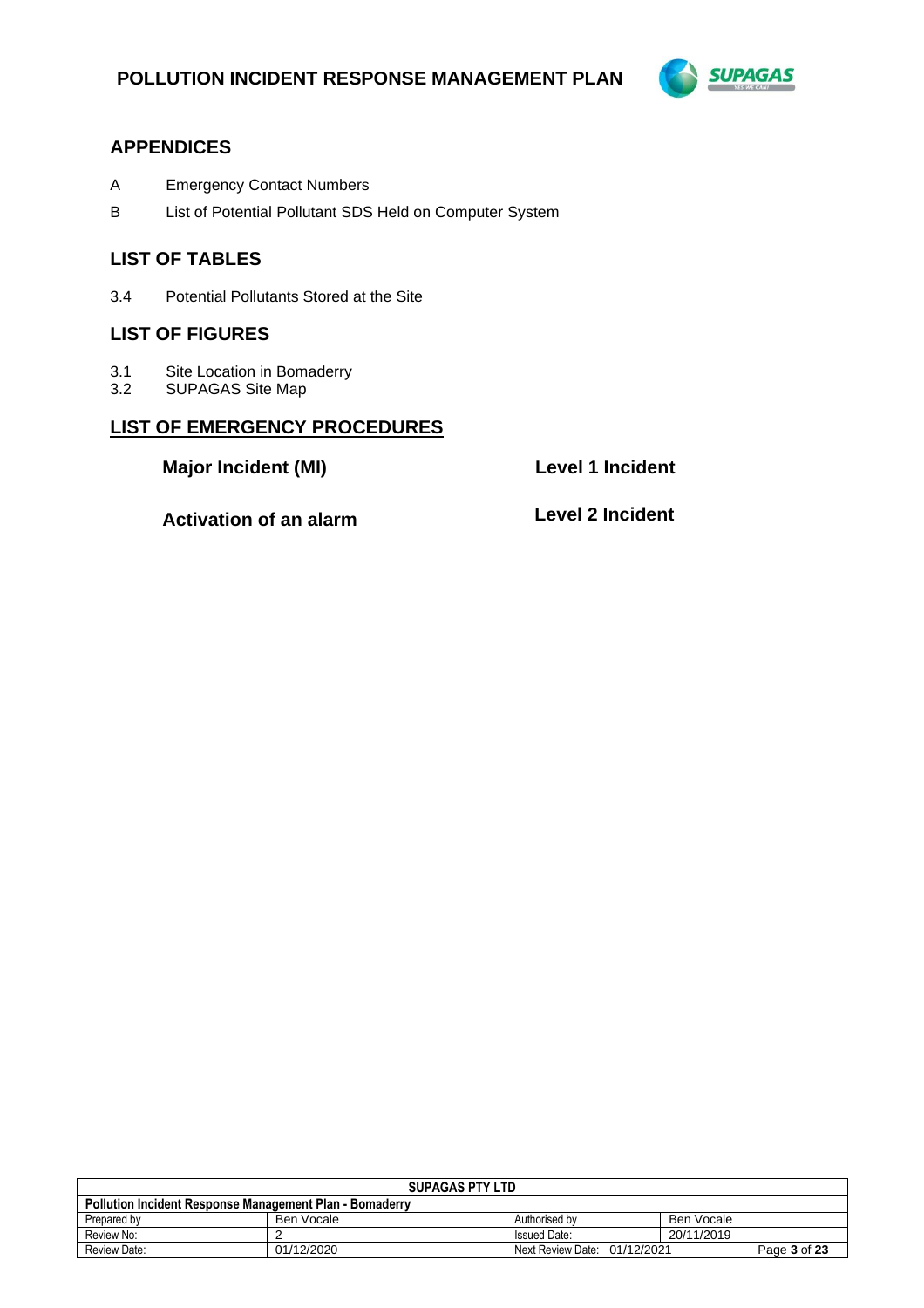## APPENDICES

A Emergency Contact Numbers

B List of Potential Pollutant SDS Held on Computer System

## LIST OF TABLES

3.4 Potential Pollutants Stored at the Site

## LIST OF FIGURES

3.1 Site Location in Bomaderry

3.2 SUPAGAS Site Map

## LIST OF EMERGENCY PROCEDURES

**Major Incident (MI)**

**Level 1 Incident**

**Activation of an alarm**

**Level 2 Incident**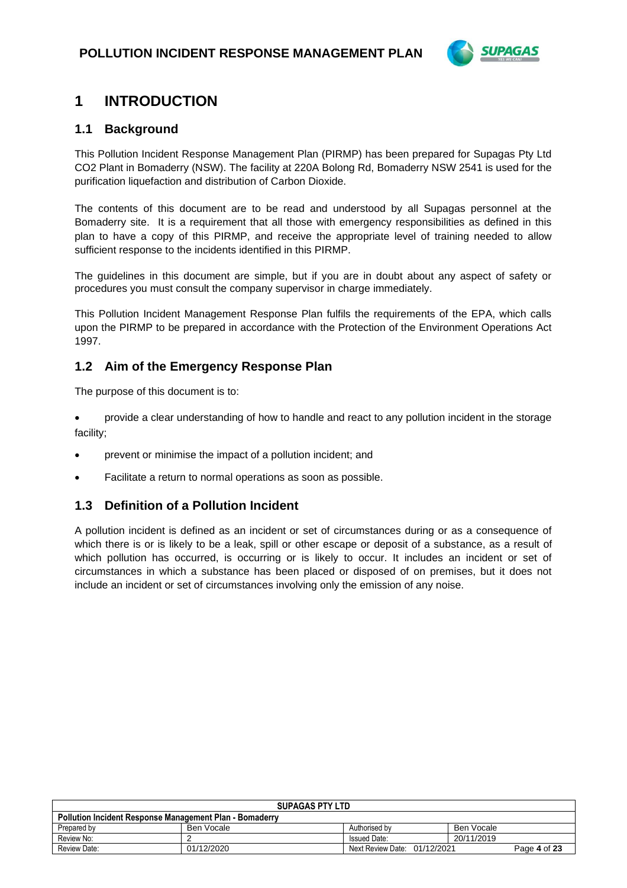# 1 INTRODUCTION

## 1.1 Background

This Pollution Incident Response Management Plan (PIRMP) has been prepared for Supagas Pty Ltd CO2 Plant in Bomaderry (NSW). The facility at 220A Bolong Rd, Bomaderry NSW 2541 is used for the purification liquefaction and distribution of Carbon Dioxide.

The contents of this document are to be read and understood by all Supagas personnel at the Bomaderry site. It is a requirement that all those with emergency responsibilities as defined in this plan to have a copy of this PIRMP, and receive the appropriate level of training needed to allow sufficient response to the incidents identified in this PIRMP.

The guidelines in this document are simple, but if you are in doubt about any aspect of safety or procedures you must consult the company supervisor in charge immediately.

This Pollution Incident Management Response Plan fulfils the requirements of the EPA, which calls upon the PIRMP to be prepared in accordance with the Protection of the Environment Operations Act 1997.

## 1.2 Aim of the Emergency Response Plan

The purpose of this document is to:

- provide a clear understanding of how to handle and react to any pollution incident in the storage facility;
- prevent or minimise the impact of a pollution incident; and
- Facilitate a return to normal operations as soon as possible.

## 1.3 Definition of a Pollution Incident

A pollution incident is defined as an incident or set of circumstances during or as a consequence of which there is or is likely to be a leak, spill or other escape or deposit of a substance, as a result of which pollution has occurred, is occurring or is likely to occur. It includes an incident or set of circumstances in which a substance has been placed or disposed of on premises, but it does not include an incident or set of circumstances involving only the emission of any noise.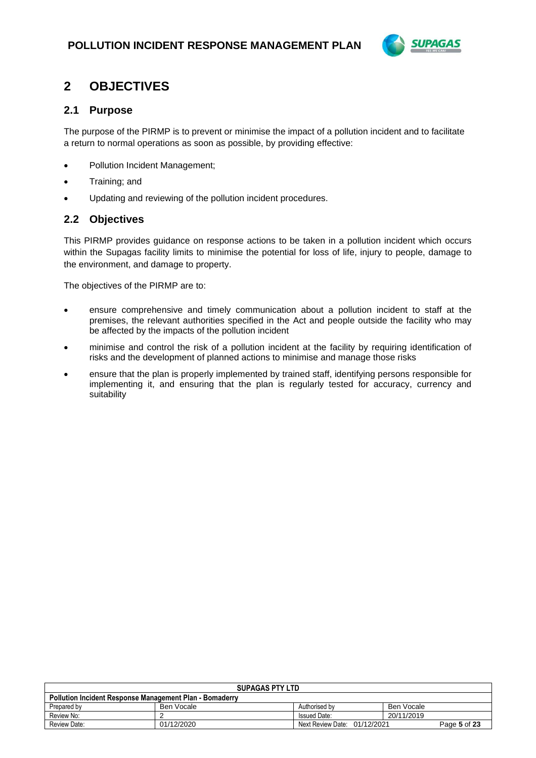## 2 OBJECTIVES

### 2.1 Purpose

The purpose of the PIRMP is to prevent or minimise the impact of a pollution incident and to facilitate a return to normal operations as soon as possible, by providing effective:

- Pollution Incident Management;
- Training; and
- Updating and reviewing of the pollution incident procedures.

### 2.2 Objectives

This PIRMP provides guidance on response actions to be taken in a pollution incident which occurs within the Supagas facility limits to minimise the potential for loss of life, injury to people, damage to the environment, and damage to property.

The objectives of the PIRMP are to:

- ensure comprehensive and timely communication about a pollution incident to staff at the premises, the relevant authorities specified in the Act and people outside the facility who may be affected by the impacts of the pollution incident
- minimise and control the risk of a pollution incident at the facility by requiring identification of risks and the development of planned actions to minimise and manage those risks
- ensure that the plan is properly implemented by trained staff, identifying persons responsible for implementing it, and ensuring that the plan is regularly tested for accuracy, currency and suitability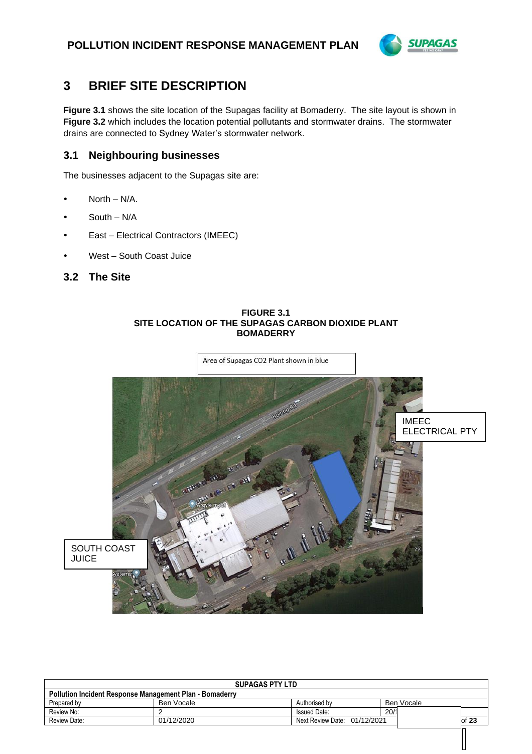# 3 BRIEF SITE DESCRIPTION

**Figure 3.1** shows the site location of the Supagas facility at Bomaderry. The site layout is shown in **Figure 3.2** which includes the location potential pollutants and stormwater drains. The stormwater drains are connected to Sydney Water's stormwater network.

## 3.1 Neighbouring businesses

The businesses adjacent to the Supagas site are:

- North – N/A.
- South – N/A
- East – Electrical Contractors (IMEEC)
- West – South Coast Juice

## 3.2 The Site

**FIGURE 3.1**
**SITE LOCATION OF THE SUPAGAS CARBON DIOXIDE PLANT BOMADERRY**

Area of Supagas CO2 Plant shown in blue

IMEEC ELECTRICAL PTY

SOUTH COAST JUICE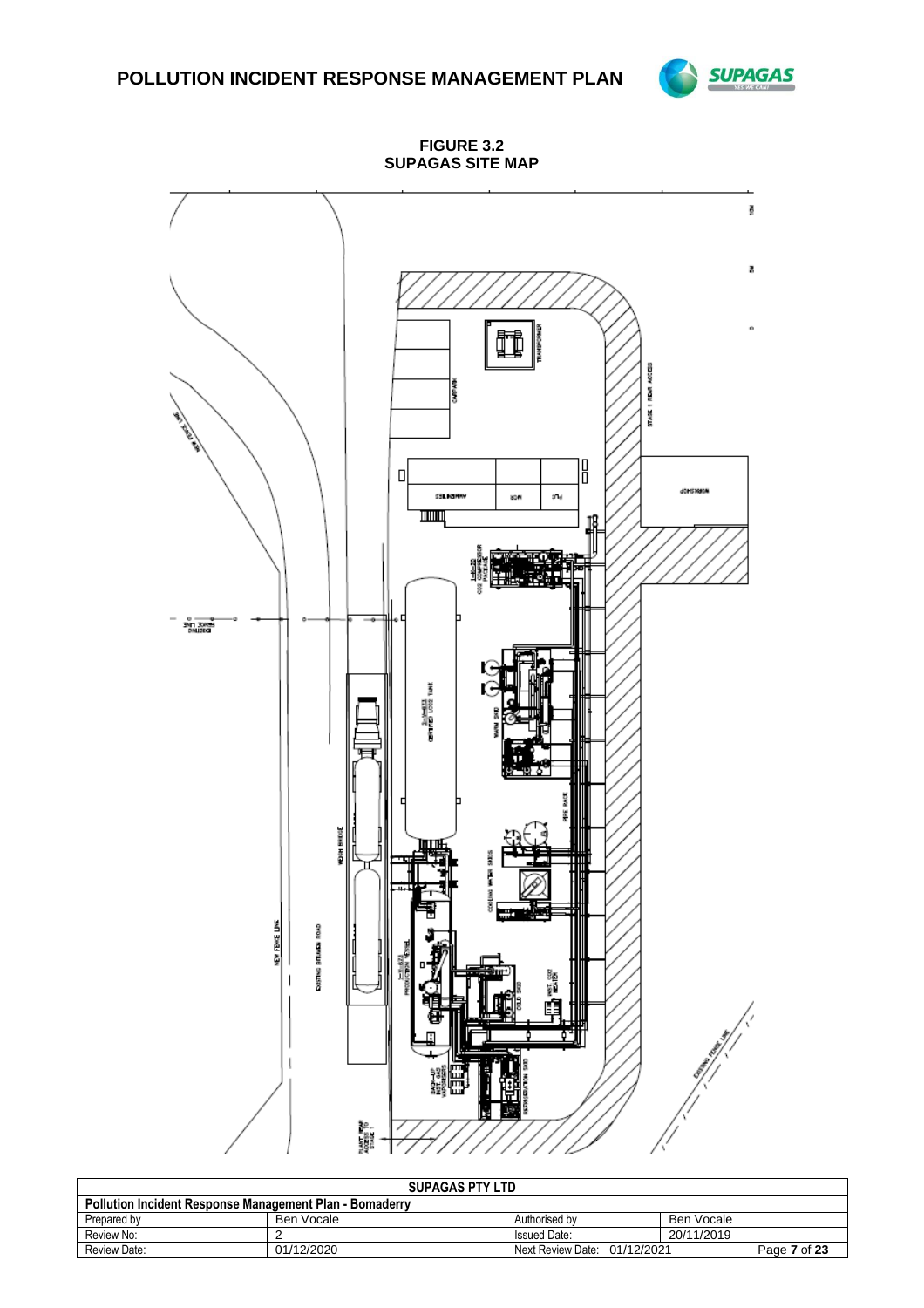**FIGURE 3.2**
**SUPAGAS SITE MAP**

TRANSFORMER

CARPARK

STAGE 1 REAR ACCESS

AMENITIES

MCR

PLC

WORKSHOP

NEW FENCE LINE

EXISTING FENCE LINE

CO2 COMPRESSOR PACKAGE

CERTIFIED LCO2 TANK

WARM SKID

PIPE RACK

WEIGH BRIDGE

COOLING WATER SKIDS

NEW FENCE LINE

EXISTING BITUMEN ROAD

PRODUCTION VESSEL

COLD SKID

VENT CO2 HEATER

EXISTING FENCE LINE

BACK-UP VENT GAS VAPORISERS

REFRIGERATION SKID

PLANT REAR ACCESS TO STAGE 1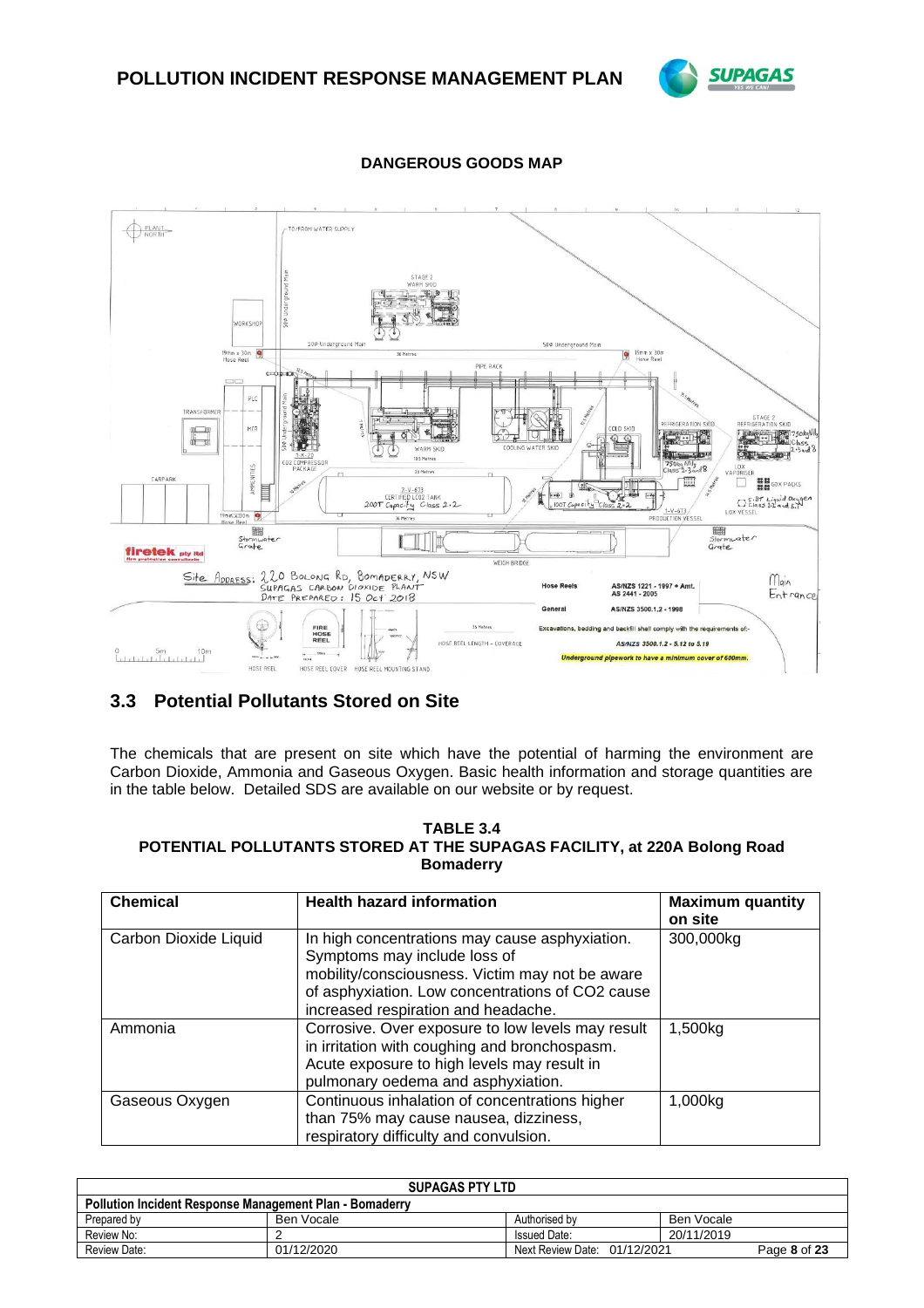**DANGEROUS GOODS MAP**

## 3.3 Potential Pollutants Stored on Site

The chemicals that are present on site which have the potential of harming the environment are Carbon Dioxide, Ammonia and Gaseous Oxygen. Basic health information and storage quantities are in the table below. Detailed SDS are available on our website or by request.

**TABLE 3.4**
**POTENTIAL POLLUTANTS STORED AT THE SUPAGAS FACILITY, at 220A Bolong Road Bomaderry**

| Chemical | Health hazard information | Maximum quantity on site |
|---|---|---|
| Carbon Dioxide Liquid | In high concentrations may cause asphyxiation. Symptoms may include loss of mobility/consciousness. Victim may not be aware of asphyxiation. Low concentrations of CO2 cause increased respiration and headache. | 300,000kg |
| Ammonia | Corrosive. Over exposure to low levels may result in irritation with coughing and bronchospasm. Acute exposure to high levels may result in pulmonary oedema and asphyxiation. | 1,500kg |
| Gaseous Oxygen | Continuous inhalation of concentrations higher than 75% may cause nausea, dizziness, respiratory difficulty and convulsion. | 1,000kg |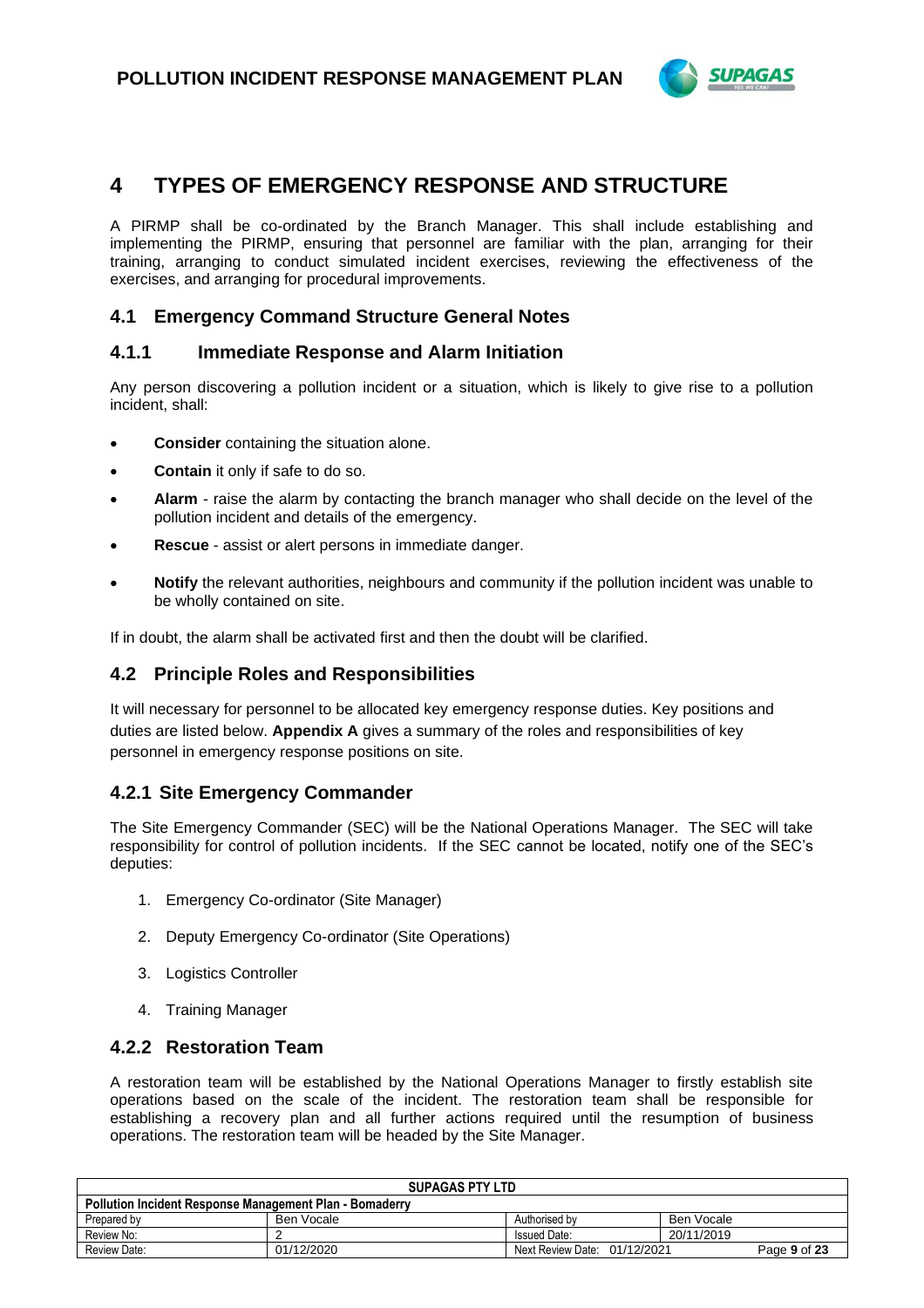# 4 TYPES OF EMERGENCY RESPONSE AND STRUCTURE

A PIRMP shall be co-ordinated by the Branch Manager. This shall include establishing and implementing the PIRMP, ensuring that personnel are familiar with the plan, arranging for their training, arranging to conduct simulated incident exercises, reviewing the effectiveness of the exercises, and arranging for procedural improvements.

## 4.1 Emergency Command Structure General Notes

### 4.1.1 Immediate Response and Alarm Initiation

Any person discovering a pollution incident or a situation, which is likely to give rise to a pollution incident, shall:

- **Consider** containing the situation alone.
- **Contain** it only if safe to do so.
- **Alarm** - raise the alarm by contacting the branch manager who shall decide on the level of the pollution incident and details of the emergency.
- **Rescue** - assist or alert persons in immediate danger.
- **Notify** the relevant authorities, neighbours and community if the pollution incident was unable to be wholly contained on site.

If in doubt, the alarm shall be activated first and then the doubt will be clarified.

## 4.2 Principle Roles and Responsibilities

It will necessary for personnel to be allocated key emergency response duties. Key positions and duties are listed below. **Appendix A** gives a summary of the roles and responsibilities of key personnel in emergency response positions on site.

### 4.2.1 Site Emergency Commander

The Site Emergency Commander (SEC) will be the National Operations Manager. The SEC will take responsibility for control of pollution incidents. If the SEC cannot be located, notify one of the SEC's deputies:

1. Emergency Co-ordinator (Site Manager)
2. Deputy Emergency Co-ordinator (Site Operations)
3. Logistics Controller
4. Training Manager

### 4.2.2 Restoration Team

A restoration team will be established by the National Operations Manager to firstly establish site operations based on the scale of the incident. The restoration team shall be responsible for establishing a recovery plan and all further actions required until the resumption of business operations. The restoration team will be headed by the Site Manager.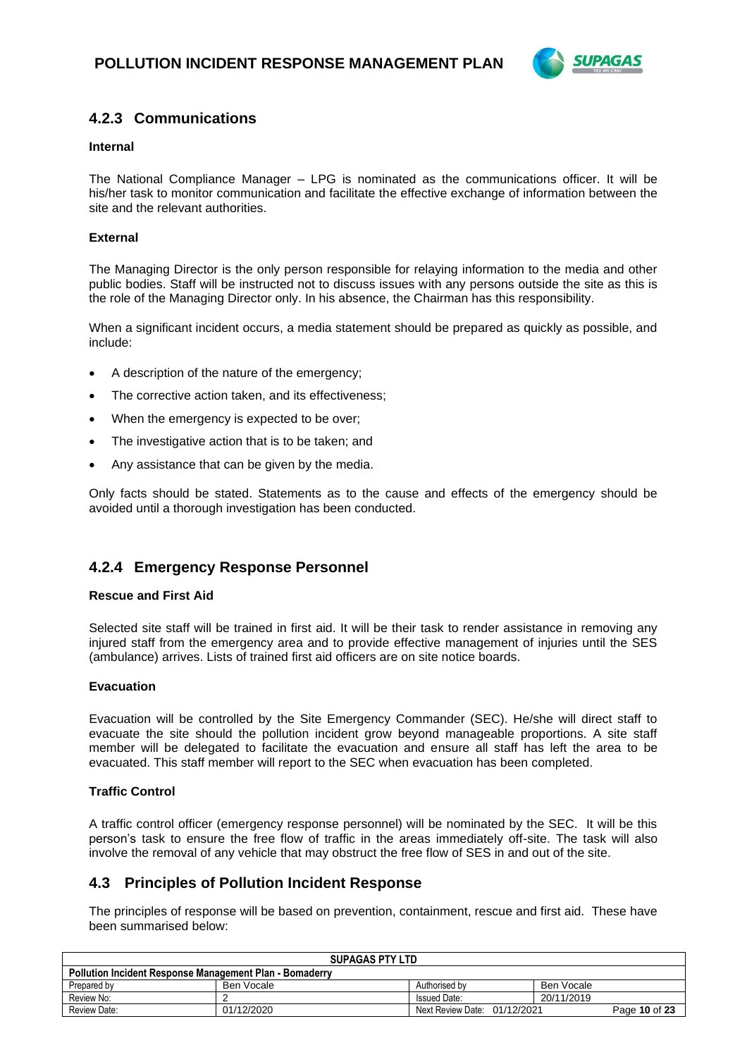### 4.2.3 Communications

**Internal**

The National Compliance Manager – LPG is nominated as the communications officer. It will be his/her task to monitor communication and facilitate the effective exchange of information between the site and the relevant authorities.

**External**

The Managing Director is the only person responsible for relaying information to the media and other public bodies. Staff will be instructed not to discuss issues with any persons outside the site as this is the role of the Managing Director only. In his absence, the Chairman has this responsibility.

When a significant incident occurs, a media statement should be prepared as quickly as possible, and include:

- A description of the nature of the emergency;
- The corrective action taken, and its effectiveness;
- When the emergency is expected to be over;
- The investigative action that is to be taken; and
- Any assistance that can be given by the media.

Only facts should be stated. Statements as to the cause and effects of the emergency should be avoided until a thorough investigation has been conducted.

### 4.2.4 Emergency Response Personnel

**Rescue and First Aid**

Selected site staff will be trained in first aid. It will be their task to render assistance in removing any injured staff from the emergency area and to provide effective management of injuries until the SES (ambulance) arrives. Lists of trained first aid officers are on site notice boards.

**Evacuation**

Evacuation will be controlled by the Site Emergency Commander (SEC). He/she will direct staff to evacuate the site should the pollution incident grow beyond manageable proportions. A site staff member will be delegated to facilitate the evacuation and ensure all staff has left the area to be evacuated. This staff member will report to the SEC when evacuation has been completed.

**Traffic Control**

A traffic control officer (emergency response personnel) will be nominated by the SEC. It will be this person's task to ensure the free flow of traffic in the areas immediately off-site. The task will also involve the removal of any vehicle that may obstruct the free flow of SES in and out of the site.

## 4.3 Principles of Pollution Incident Response

The principles of response will be based on prevention, containment, rescue and first aid. These have been summarised below: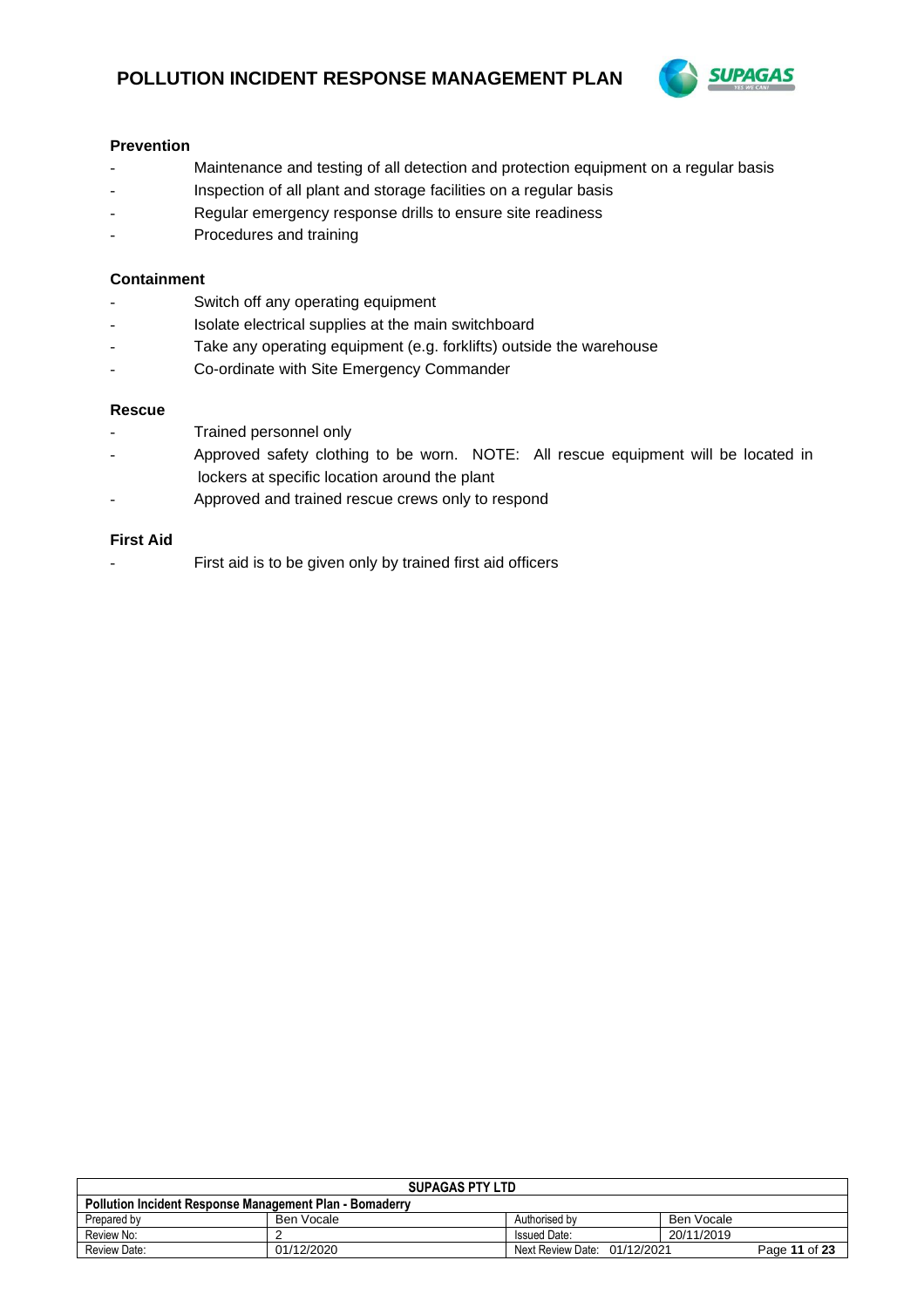**Prevention**

- Maintenance and testing of all detection and protection equipment on a regular basis
- Inspection of all plant and storage facilities on a regular basis
- Regular emergency response drills to ensure site readiness
- Procedures and training

**Containment**

- Switch off any operating equipment
- Isolate electrical supplies at the main switchboard
- Take any operating equipment (e.g. forklifts) outside the warehouse
- Co-ordinate with Site Emergency Commander

**Rescue**

- Trained personnel only
- Approved safety clothing to be worn. NOTE: All rescue equipment will be located in lockers at specific location around the plant
- Approved and trained rescue crews only to respond

**First Aid**

- First aid is to be given only by trained first aid officers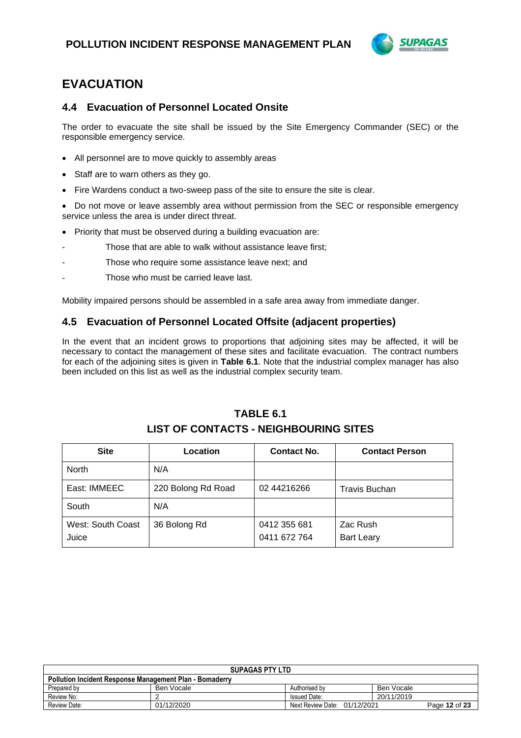# EVACUATION

## 4.4 Evacuation of Personnel Located Onsite

The order to evacuate the site shall be issued by the Site Emergency Commander (SEC) or the responsible emergency service.

- All personnel are to move quickly to assembly areas
- Staff are to warn others as they go.
- Fire Wardens conduct a two-sweep pass of the site to ensure the site is clear.
- Do not move or leave assembly area without permission from the SEC or responsible emergency service unless the area is under direct threat.
- Priority that must be observed during a building evacuation are:
  - Those that are able to walk without assistance leave first;
  - Those who require some assistance leave next; and
  - Those who must be carried leave last.

Mobility impaired persons should be assembled in a safe area away from immediate danger.

## 4.5 Evacuation of Personnel Located Offsite (adjacent properties)

In the event that an incident grows to proportions that adjoining sites may be affected, it will be necessary to contact the management of these sites and facilitate evacuation. The contract numbers for each of the adjoining sites is given in **Table 6.1**. Note that the industrial complex manager has also been included on this list as well as the industrial complex security team.

**TABLE 6.1**
**LIST OF CONTACTS - NEIGHBOURING SITES**

| Site | Location | Contact No. | Contact Person |
|---|---|---|---|
| North | N/A | | |
| East: IMMEEC | 220 Bolong Rd Road | 02 44216266 | Travis Buchan |
| South | N/A | | |
| West: South Coast Juice | 36 Bolong Rd | 0412 355 681<br>0411 672 764 | Zac Rush<br>Bart Leary |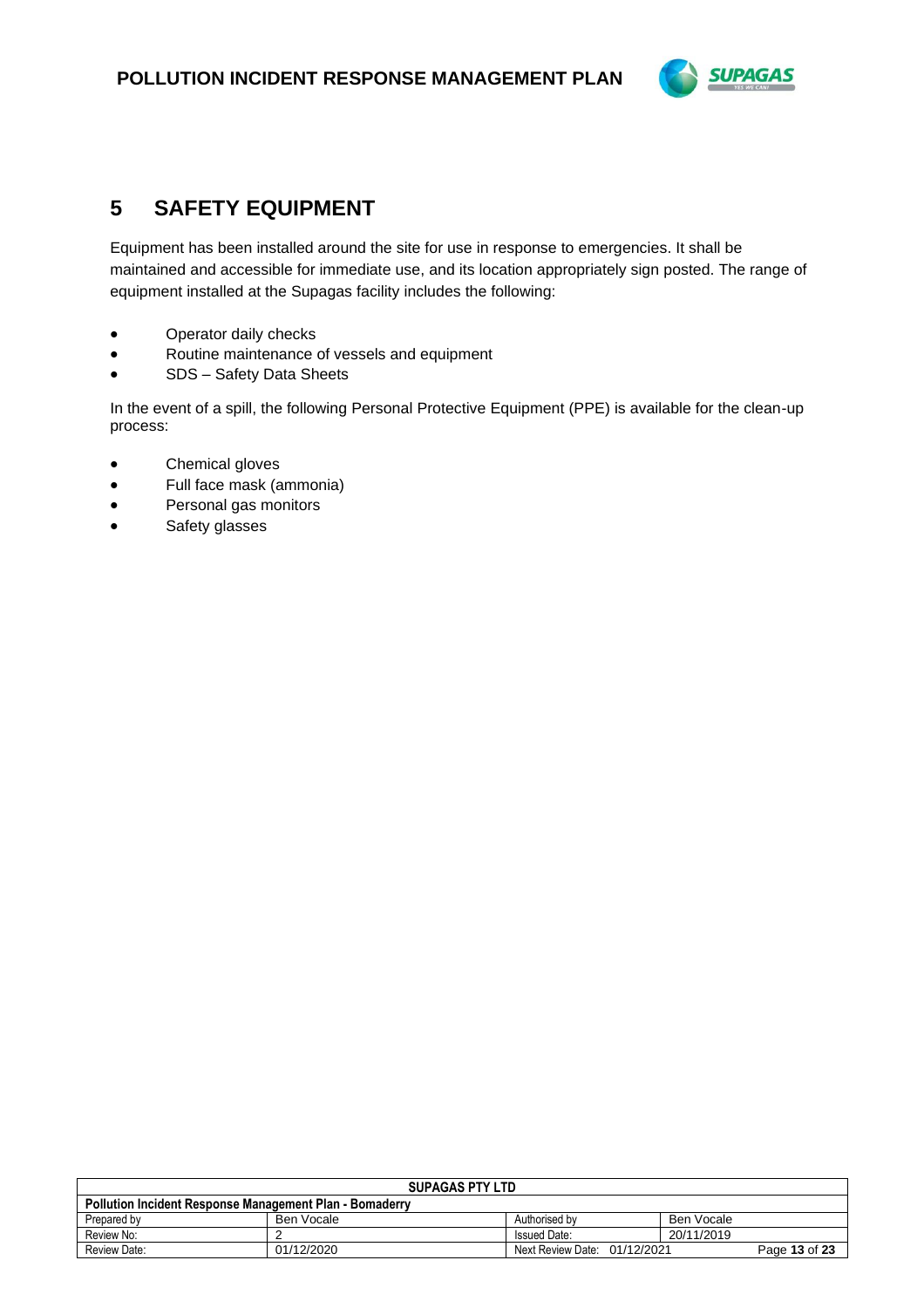# 5 SAFETY EQUIPMENT

Equipment has been installed around the site for use in response to emergencies. It shall be maintained and accessible for immediate use, and its location appropriately sign posted. The range of equipment installed at the Supagas facility includes the following:

- Operator daily checks
- Routine maintenance of vessels and equipment
- SDS – Safety Data Sheets

In the event of a spill, the following Personal Protective Equipment (PPE) is available for the clean-up process:

- Chemical gloves
- Full face mask (ammonia)
- Personal gas monitors
- Safety glasses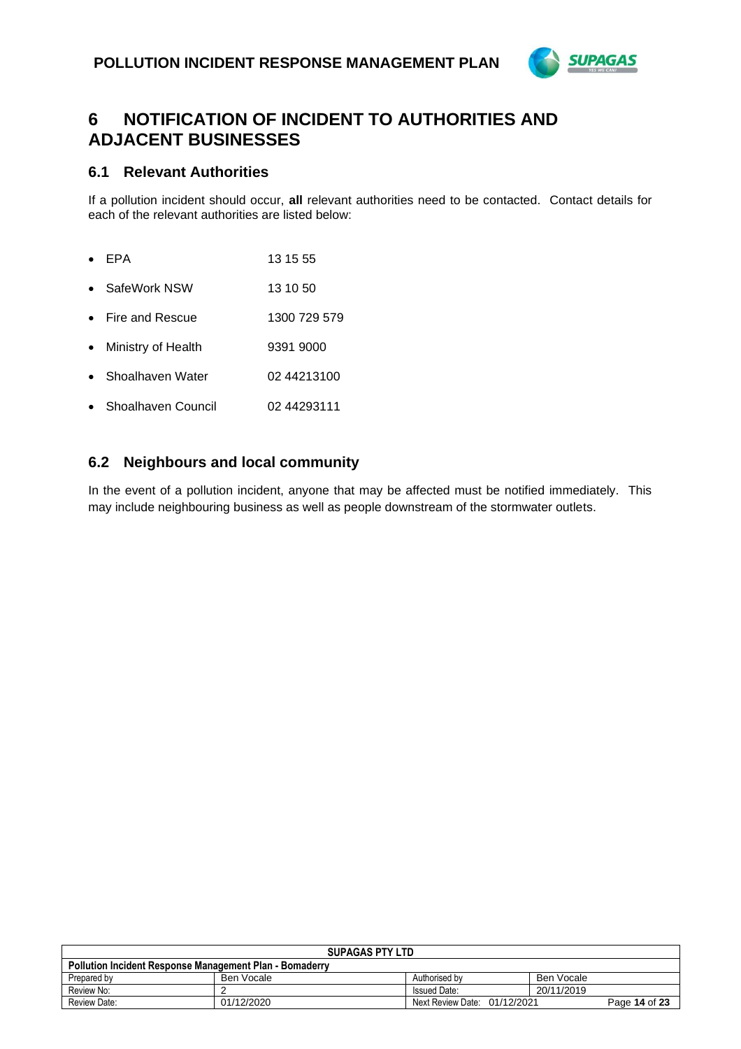# 6 NOTIFICATION OF INCIDENT TO AUTHORITIES AND ADJACENT BUSINESSES

## 6.1 Relevant Authorities

If a pollution incident should occur, **all** relevant authorities need to be contacted. Contact details for each of the relevant authorities are listed below:

- EPA 13 15 55
- SafeWork NSW 13 10 50
- Fire and Rescue 1300 729 579
- Ministry of Health 9391 9000
- Shoalhaven Water 02 44213100
- Shoalhaven Council 02 44293111

## 6.2 Neighbours and local community

In the event of a pollution incident, anyone that may be affected must be notified immediately. This may include neighbouring business as well as people downstream of the stormwater outlets.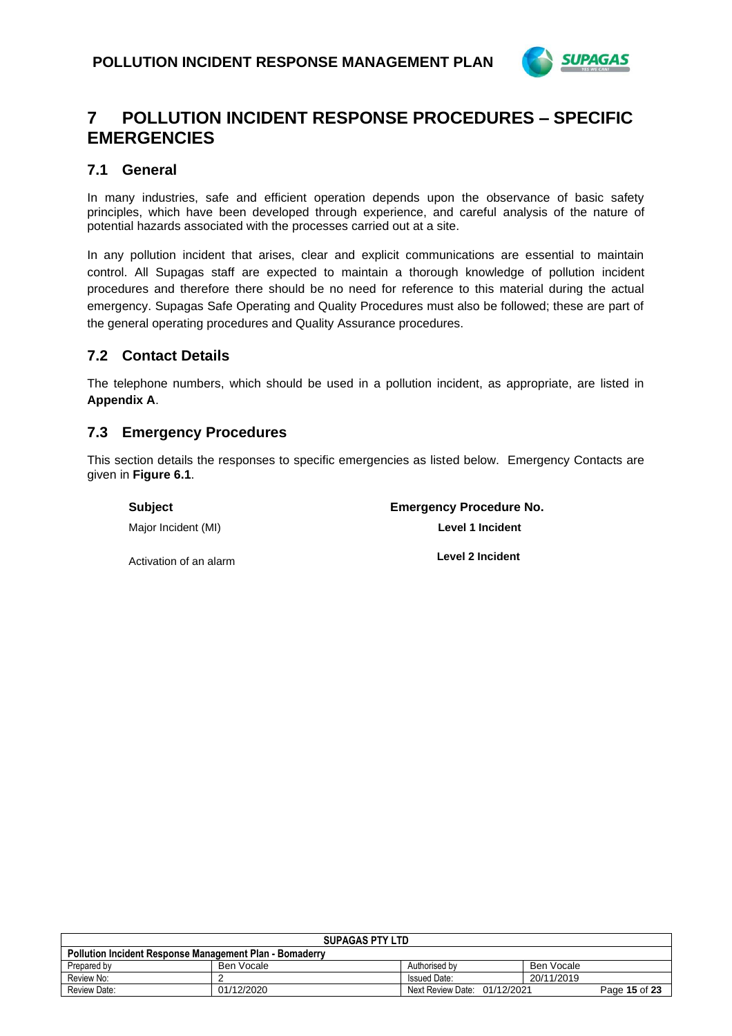# 7 POLLUTION INCIDENT RESPONSE PROCEDURES – SPECIFIC EMERGENCIES

## 7.1 General

In many industries, safe and efficient operation depends upon the observance of basic safety principles, which have been developed through experience, and careful analysis of the nature of potential hazards associated with the processes carried out at a site.

In any pollution incident that arises, clear and explicit communications are essential to maintain control. All Supagas staff are expected to maintain a thorough knowledge of pollution incident procedures and therefore there should be no need for reference to this material during the actual emergency. Supagas Safe Operating and Quality Procedures must also be followed; these are part of the general operating procedures and Quality Assurance procedures.

## 7.2 Contact Details

The telephone numbers, which should be used in a pollution incident, as appropriate, are listed in **Appendix A**.

## 7.3 Emergency Procedures

This section details the responses to specific emergencies as listed below. Emergency Contacts are given in **Figure 6.1**.

| Subject | Emergency Procedure No. |
| --- | --- |
| Major Incident (MI) | **Level 1 Incident** |
| Activation of an alarm | **Level 2 Incident** |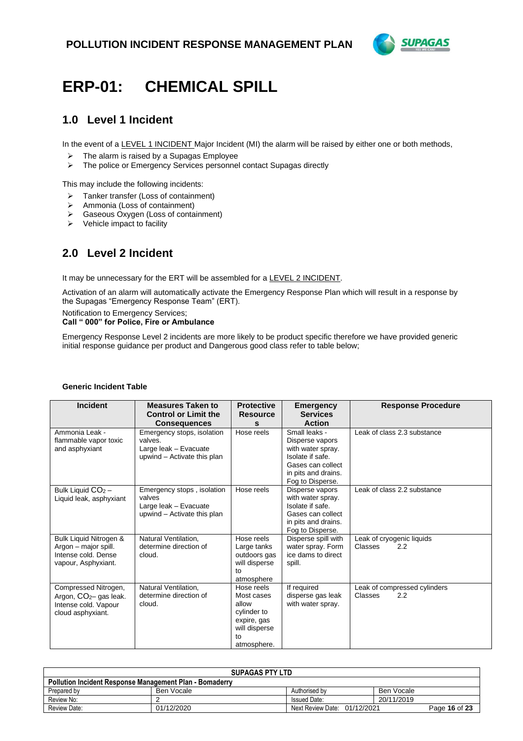# ERP-01: CHEMICAL SPILL

## 1.0 Level 1 Incident

In the event of a LEVEL 1 INCIDENT Major Incident (MI) the alarm will be raised by either one or both methods,

- The alarm is raised by a Supagas Employee
- The police or Emergency Services personnel contact Supagas directly

This may include the following incidents:

- Tanker transfer (Loss of containment)
- Ammonia (Loss of containment)
- Gaseous Oxygen (Loss of containment)
- Vehicle impact to facility

## 2.0 Level 2 Incident

It may be unnecessary for the ERT will be assembled for a LEVEL 2 INCIDENT.

Activation of an alarm will automatically activate the Emergency Response Plan which will result in a response by the Supagas "Emergency Response Team" (ERT).

Notification to Emergency Services;
**Call " 000" for Police, Fire or Ambulance**

Emergency Response Level 2 incidents are more likely to be product specific therefore we have provided generic initial response guidance per product and Dangerous good class refer to table below;

**Generic Incident Table**

| Incident | Measures Taken to Control or Limit the Consequences | Protective Resources | Emergency Services Action | Response Procedure |
|---|---|---|---|---|
| Ammonia Leak - flammable vapor toxic and asphyxiant | Emergency stops, isolation valves. Large leak – Evacuate upwind – Activate this plan | Hose reels | Small leaks - Disperse vapors with water spray. Isolate if safe. Gases can collect in pits and drains. Fog to Disperse. | Leak of class 2.3 substance |
| Bulk Liquid $CO_2$ – Liquid leak, asphyxiant | Emergency stops , isolation valves Large leak – Evacuate upwind – Activate this plan | Hose reels | Disperse vapors with water spray. Isolate if safe. Gases can collect in pits and drains. Fog to Disperse. | Leak of class 2.2 substance |
| Bulk Liquid Nitrogen & Argon – major spill. Intense cold. Dense vapour, Asphyxiant. | Natural Ventilation, determine direction of cloud. | Hose reels Large tanks outdoors gas will disperse to atmosphere | Disperse spill with water spray. Form ice dams to direct spill. | Leak of cryogenic liquids Classes 2.2 |
| Compressed Nitrogen, Argon, $CO_2$– gas leak. Intense cold. Vapour cloud asphyxiant. | Natural Ventilation, determine direction of cloud. | Hose reels Most cases allow cylinder to expire, gas will disperse to atmosphere. | If required disperse gas leak with water spray. | Leak of compressed cylinders Classes 2.2 |

| SUPAGAS PTY LTD | | | |
|---|---|---|---|
| Pollution Incident Response Management Plan - Bomaderry | | | |
| Prepared by | Ben Vocale | Authorised by | Ben Vocale |
| Review No: | 2 | Issued Date: | 20/11/2019 |
| Review Date: | 01/12/2020 | Next Review Date: 01/12/2021 | |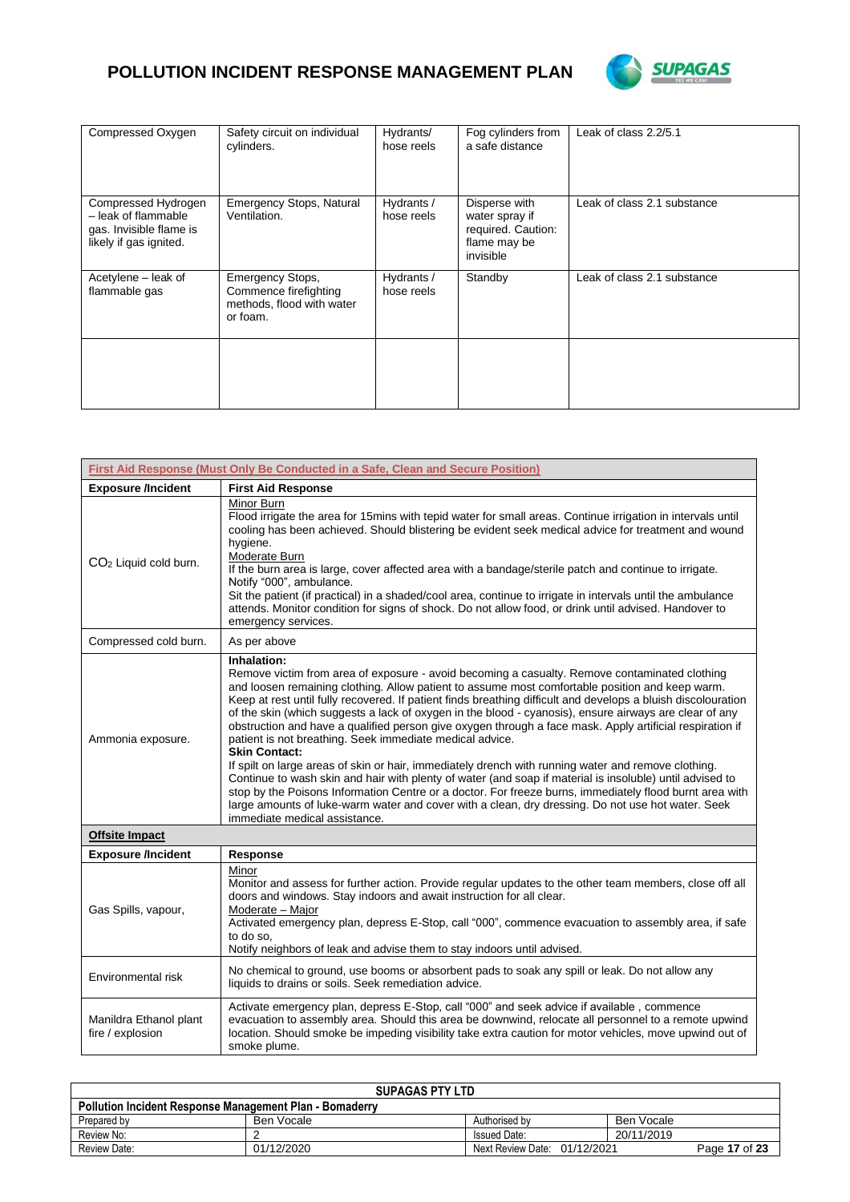| | | | | |
|---|---|---|---|---|
| Compressed Oxygen | Safety circuit on individual cylinders. | Hydrants/ hose reels | Fog cylinders from a safe distance | Leak of class 2.2/5.1 |
| Compressed Hydrogen – leak of flammable gas. Invisible flame is likely if gas ignited. | Emergency Stops, Natural Ventilation. | Hydrants / hose reels | Disperse with water spray if required. Caution: flame may be invisible | Leak of class 2.1 substance |
| Acetylene – leak of flammable gas | Emergency Stops, Commence firefighting methods, flood with water or foam. | Hydrants / hose reels | Standby | Leak of class 2.1 substance |
| | | | | |

| First Aid Response (Must Only Be Conducted in a Safe, Clean and Secure Position) | |
|---|---|
| **Exposure /Incident** | **First Aid Response** |
| $CO_2$ Liquid cold burn. | Minor Burn<br>Flood irrigate the area for 15mins with tepid water for small areas. Continue irrigation in intervals until cooling has been achieved. Should blistering be evident seek medical advice for treatment and wound hygiene.<br>Moderate Burn<br>If the burn area is large, cover affected area with a bandage/sterile patch and continue to irrigate. Notify "000", ambulance.<br>Sit the patient (if practical) in a shaded/cool area, continue to irrigate in intervals until the ambulance attends. Monitor condition for signs of shock. Do not allow food, or drink until advised. Handover to emergency services. |
| Compressed cold burn. | As per above |
| Ammonia exposure. | **Inhalation:**<br>Remove victim from area of exposure - avoid becoming a casualty. Remove contaminated clothing and loosen remaining clothing. Allow patient to assume most comfortable position and keep warm. Keep at rest until fully recovered. If patient finds breathing difficult and develops a bluish discolouration of the skin (which suggests a lack of oxygen in the blood - cyanosis), ensure airways are clear of any obstruction and have a qualified person give oxygen through a face mask. Apply artificial respiration if patient is not breathing. Seek immediate medical advice.<br>**Skin Contact:**<br>If spilt on large areas of skin or hair, immediately drench with running water and remove clothing. Continue to wash skin and hair with plenty of water (and soap if material is insoluble) until advised to stop by the Poisons Information Centre or a doctor. For freeze burns, immediately flood burnt area with large amounts of luke-warm water and cover with a clean, dry dressing. Do not use hot water. Seek immediate medical assistance. |
| **Offsite Impact** | |
| **Exposure /Incident** | **Response** |
| Gas Spills, vapour, | Minor<br>Monitor and assess for further action. Provide regular updates to the other team members, close off all doors and windows. Stay indoors and await instruction for all clear.<br>Moderate – Major<br>Activated emergency plan, depress E-Stop, call "000", commence evacuation to assembly area, if safe to do so,<br>Notify neighbors of leak and advise them to stay indoors until advised. |
| Environmental risk | No chemical to ground, use booms or absorbent pads to soak any spill or leak. Do not allow any liquids to drains or soils. Seek remediation advice. |
| Manildra Ethanol plant fire / explosion | Activate emergency plan, depress E-Stop, call "000" and seek advice if available , commence evacuation to assembly area. Should this area be downwind, relocate all personnel to a remote upwind location. Should smoke be impeding visibility take extra caution for motor vehicles, move upwind out of smoke plume. |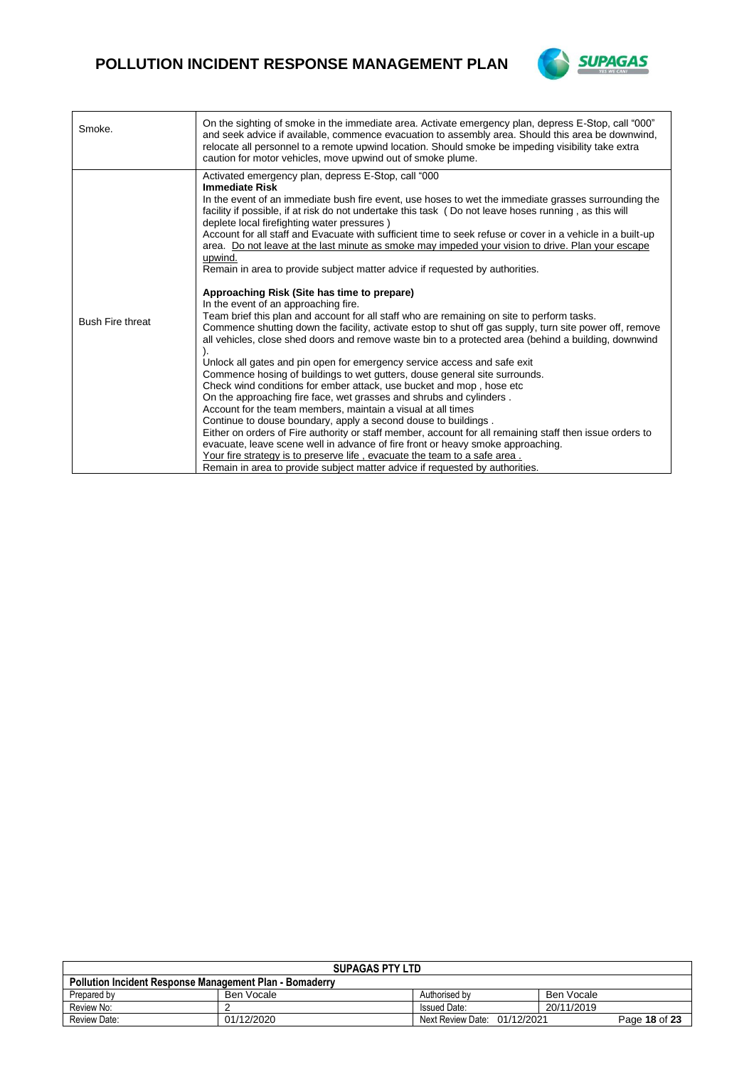| | |
|---|---|
| Smoke. | On the sighting of smoke in the immediate area. Activate emergency plan, depress E-Stop, call "000" and seek advice if available, commence evacuation to assembly area. Should this area be downwind, relocate all personnel to a remote upwind location. Should smoke be impeding visibility take extra caution for motor vehicles, move upwind out of smoke plume. |
| Bush Fire threat | Activated emergency plan, depress E-Stop, call "000<br>**Immediate Risk**<br>In the event of an immediate bush fire event, use hoses to wet the immediate grasses surrounding the facility if possible, if at risk do not undertake this task ( Do not leave hoses running , as this will deplete local firefighting water pressures )<br>Account for all staff and Evacuate with sufficient time to seek refuse or cover in a vehicle in a built-up area. <u>Do not leave at the last minute as smoke may impeded your vision to drive. Plan your escape upwind.</u><br>Remain in area to provide subject matter advice if requested by authorities.<br><br>**Approaching Risk (Site has time to prepare)**<br>In the event of an approaching fire.<br>Team brief this plan and account for all staff who are remaining on site to perform tasks.<br>Commence shutting down the facility, activate estop to shut off gas supply, turn site power off, remove all vehicles, close shed doors and remove waste bin to a protected area (behind a building, downwind ).<br>Unlock all gates and pin open for emergency service access and safe exit<br>Commence hosing of buildings to wet gutters, douse general site surrounds.<br>Check wind conditions for ember attack, use bucket and mop , hose etc<br>On the approaching fire face, wet grasses and shrubs and cylinders .<br>Account for the team members, maintain a visual at all times<br>Continue to douse boundary, apply a second douse to buildings .<br>Either on orders of Fire authority or staff member, account for all remaining staff then issue orders to evacuate, leave scene well in advance of fire front or heavy smoke approaching.<br><u>Your fire strategy is to preserve life , evacuate the team to a safe area .</u><br>Remain in area to provide subject matter advice if requested by authorities. |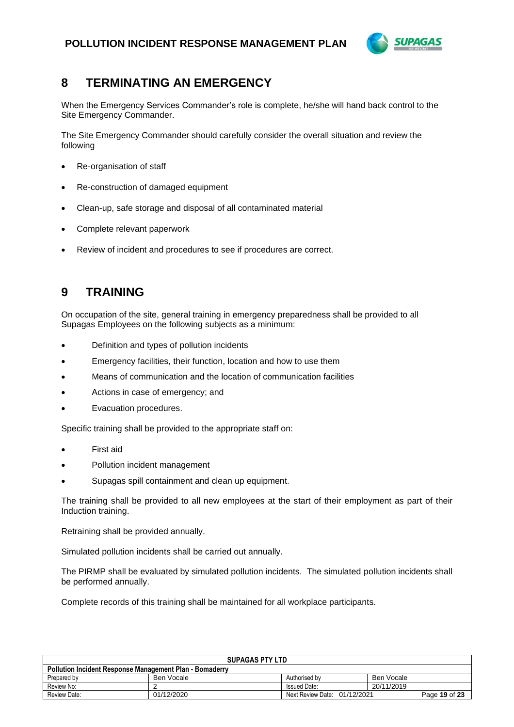## 8 TERMINATING AN EMERGENCY

When the Emergency Services Commander's role is complete, he/she will hand back control to the Site Emergency Commander.

The Site Emergency Commander should carefully consider the overall situation and review the following

- Re-organisation of staff
- Re-construction of damaged equipment
- Clean-up, safe storage and disposal of all contaminated material
- Complete relevant paperwork
- Review of incident and procedures to see if procedures are correct.

## 9 TRAINING

On occupation of the site, general training in emergency preparedness shall be provided to all Supagas Employees on the following subjects as a minimum:

- Definition and types of pollution incidents
- Emergency facilities, their function, location and how to use them
- Means of communication and the location of communication facilities
- Actions in case of emergency; and
- Evacuation procedures.

Specific training shall be provided to the appropriate staff on:

- First aid
- Pollution incident management
- Supagas spill containment and clean up equipment.

The training shall be provided to all new employees at the start of their employment as part of their Induction training.

Retraining shall be provided annually.

Simulated pollution incidents shall be carried out annually.

The PIRMP shall be evaluated by simulated pollution incidents. The simulated pollution incidents shall be performed annually.

Complete records of this training shall be maintained for all workplace participants.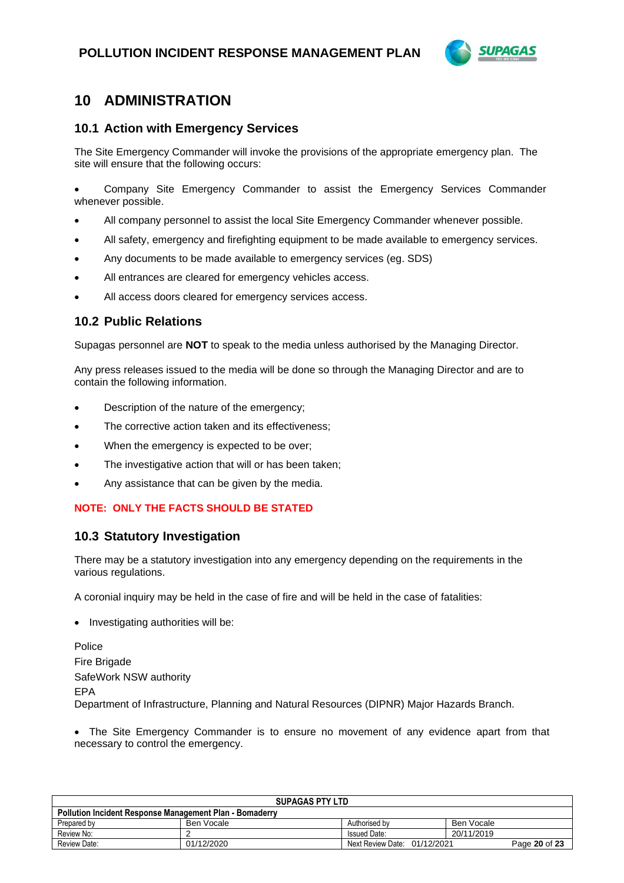# 10 ADMINISTRATION

## 10.1 Action with Emergency Services

The Site Emergency Commander will invoke the provisions of the appropriate emergency plan. The site will ensure that the following occurs:

- Company Site Emergency Commander to assist the Emergency Services Commander whenever possible.
- All company personnel to assist the local Site Emergency Commander whenever possible.
- All safety, emergency and firefighting equipment to be made available to emergency services.
- Any documents to be made available to emergency services (eg. SDS)
- All entrances are cleared for emergency vehicles access.
- All access doors cleared for emergency services access.

## 10.2 Public Relations

Supagas personnel are **NOT** to speak to the media unless authorised by the Managing Director.

Any press releases issued to the media will be done so through the Managing Director and are to contain the following information.

- Description of the nature of the emergency;
- The corrective action taken and its effectiveness;
- When the emergency is expected to be over;
- The investigative action that will or has been taken;
- Any assistance that can be given by the media.

**NOTE: ONLY THE FACTS SHOULD BE STATED**

## 10.3 Statutory Investigation

There may be a statutory investigation into any emergency depending on the requirements in the various regulations.

A coronial inquiry may be held in the case of fire and will be held in the case of fatalities:

- Investigating authorities will be:

Police
Fire Brigade
SafeWork NSW authority
EPA
Department of Infrastructure, Planning and Natural Resources (DIPNR) Major Hazards Branch.

- The Site Emergency Commander is to ensure no movement of any evidence apart from that necessary to control the emergency.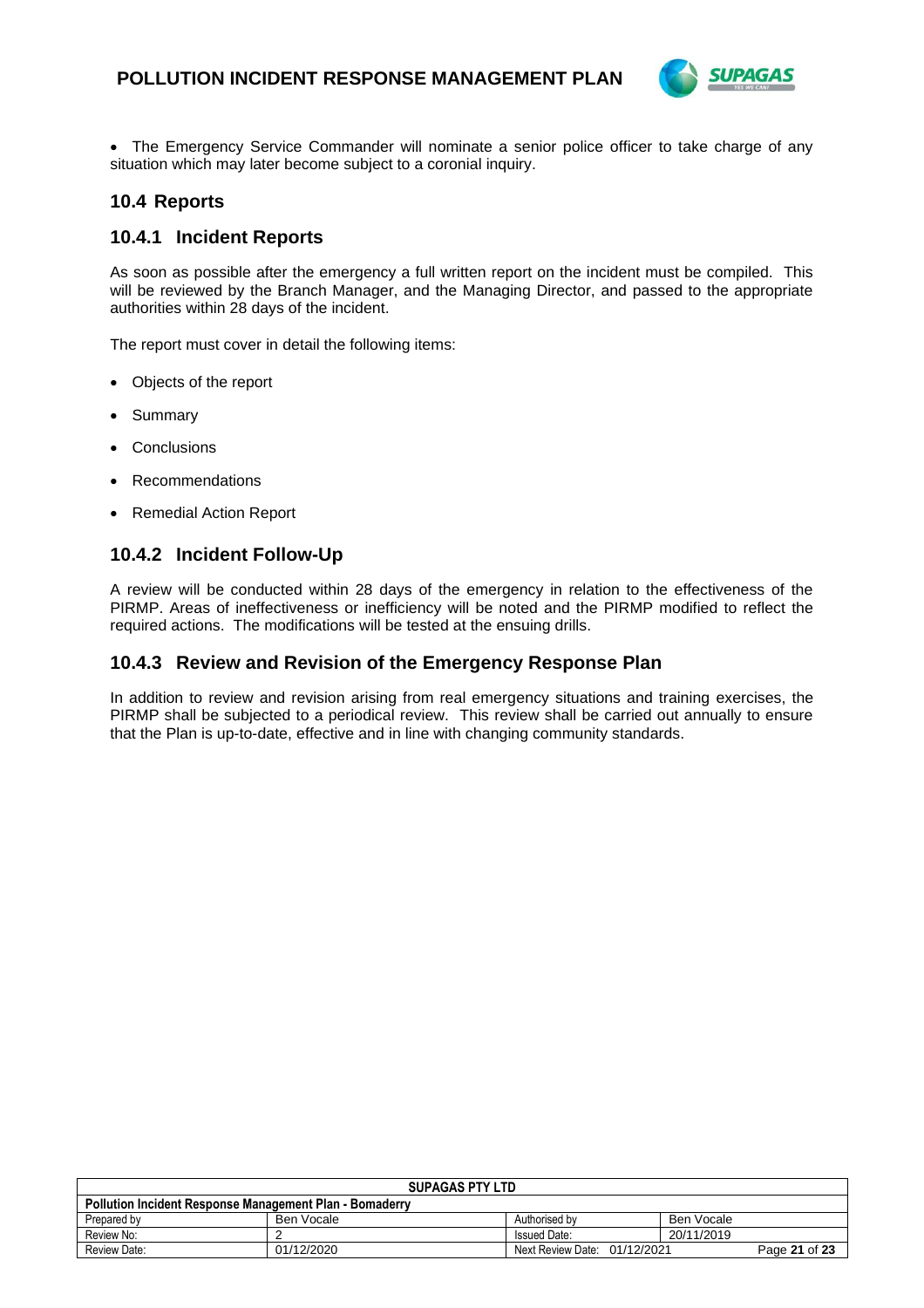- The Emergency Service Commander will nominate a senior police officer to take charge of any situation which may later become subject to a coronial inquiry.

## 10.4 Reports

### 10.4.1 Incident Reports

As soon as possible after the emergency a full written report on the incident must be compiled. This will be reviewed by the Branch Manager, and the Managing Director, and passed to the appropriate authorities within 28 days of the incident.

The report must cover in detail the following items:

- Objects of the report
- Summary
- Conclusions
- Recommendations
- Remedial Action Report

### 10.4.2 Incident Follow-Up

A review will be conducted within 28 days of the emergency in relation to the effectiveness of the PIRMP. Areas of ineffectiveness or inefficiency will be noted and the PIRMP modified to reflect the required actions. The modifications will be tested at the ensuing drills.

### 10.4.3 Review and Revision of the Emergency Response Plan

In addition to review and revision arising from real emergency situations and training exercises, the PIRMP shall be subjected to a periodical review. This review shall be carried out annually to ensure that the Plan is up-to-date, effective and in line with changing community standards.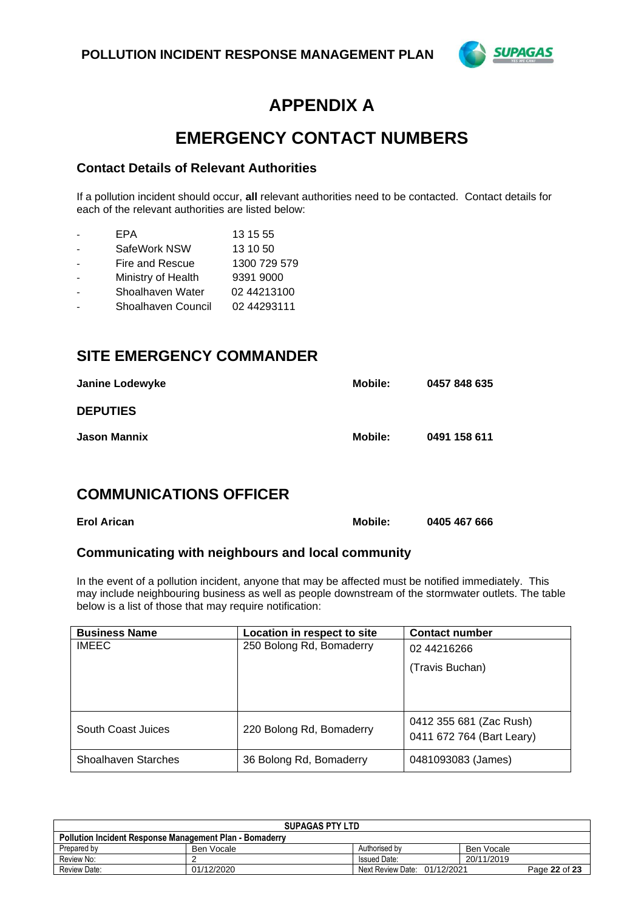# APPENDIX A

# EMERGENCY CONTACT NUMBERS

### Contact Details of Relevant Authorities

If a pollution incident should occur, **all** relevant authorities need to be contacted. Contact details for each of the relevant authorities are listed below:

- EPA 13 15 55
- SafeWork NSW 13 10 50
- Fire and Rescue 1300 729 579
- Ministry of Health 9391 9000
- Shoalhaven Water 02 44213100
- Shoalhaven Council 02 44293111

## SITE EMERGENCY COMMANDER

**Janine Lodewyke** **Mobile:** **0457 848 635**

**DEPUTIES**

**Jason Mannix** **Mobile:** **0491 158 611**

## COMMUNICATIONS OFFICER

**Erol Arican** **Mobile:** **0405 467 666**

### Communicating with neighbours and local community

In the event of a pollution incident, anyone that may be affected must be notified immediately. This may include neighbouring business as well as people downstream of the stormwater outlets. The table below is a list of those that may require notification:

| Business Name | Location in respect to site | Contact number |
|---|---|---|
| IMEEC | 250 Bolong Rd, Bomaderry | 02 44216266<br>(Travis Buchan) |
| South Coast Juices | 220 Bolong Rd, Bomaderry | 0412 355 681 (Zac Rush)<br>0411 672 764 (Bart Leary) |
| Shoalhaven Starches | 36 Bolong Rd, Bomaderry | 0481093083 (James) |

| SUPAGAS PTY LTD | | | |
|---|---|---|---|
| Pollution Incident Response Management Plan - Bomaderry | | | |
| Prepared by | Ben Vocale | Authorised by | Ben Vocale |
| Review No: | 2 | Issued Date: | 20/11/2019 |
| Review Date: | 01/12/2020 | Next Review Date: 01/12/2021 | |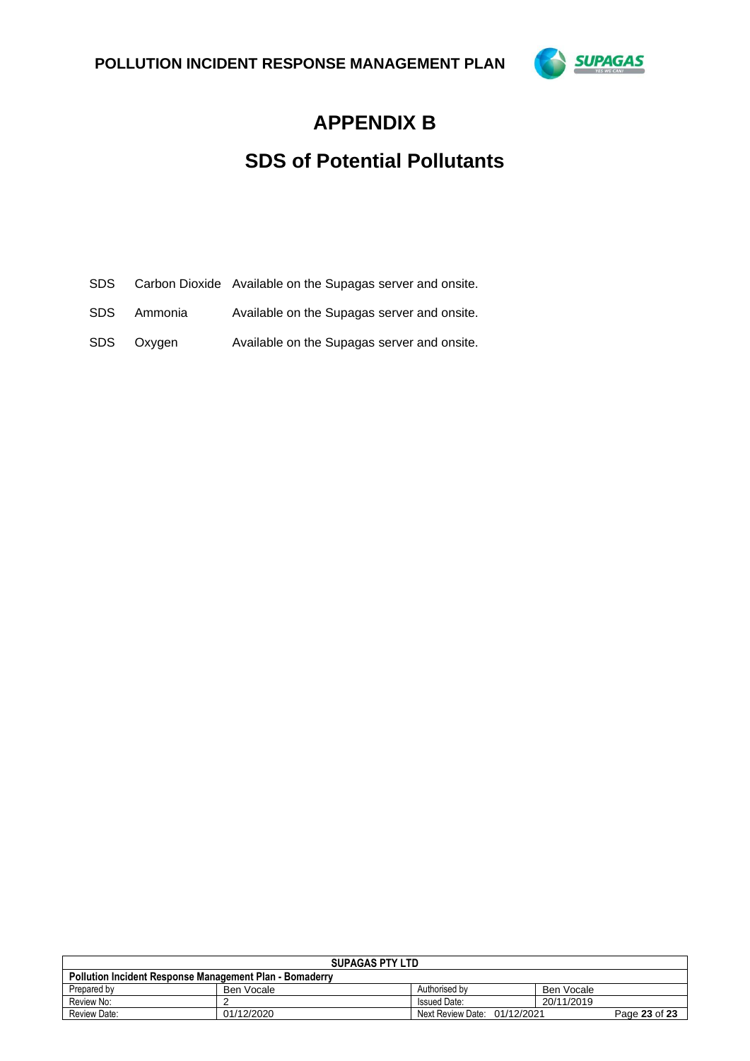# APPENDIX B

## SDS of Potential Pollutants

| | | |
|---|---|---|
| SDS | Carbon Dioxide | Available on the Supagas server and onsite. |
| SDS | Ammonia | Available on the Supagas server and onsite. |
| SDS | Oxygen | Available on the Supagas server and onsite. |